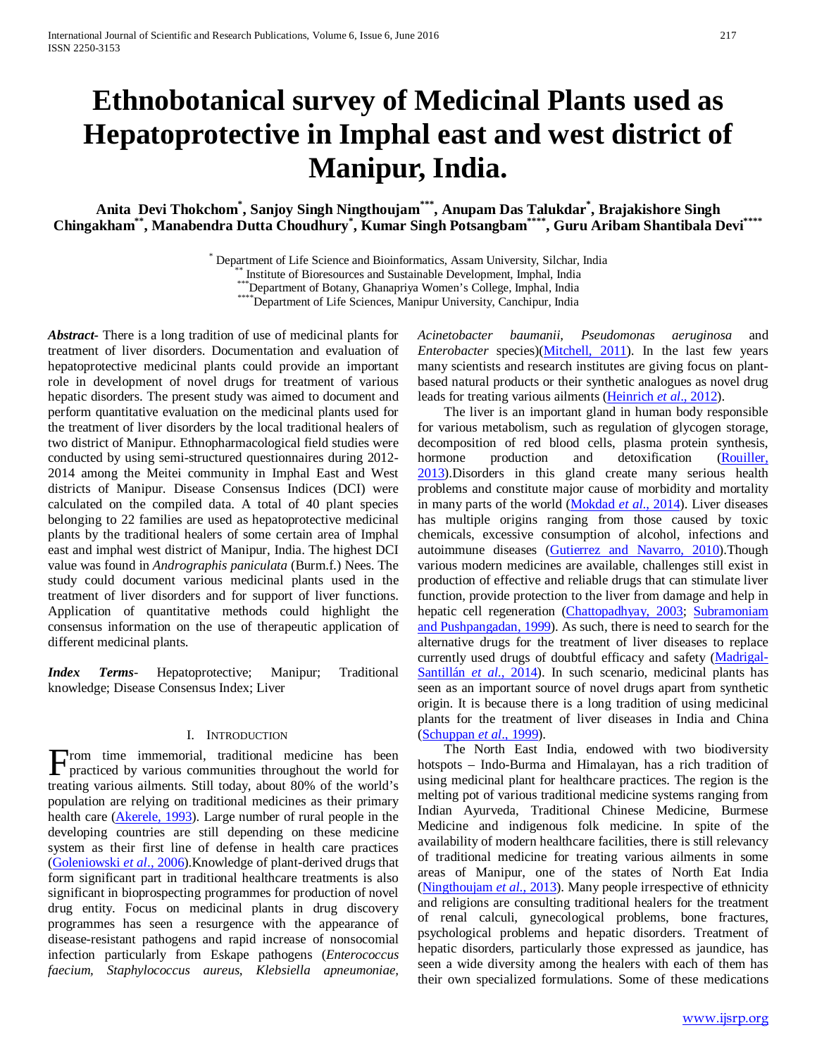# Ethnobotanical survey of Medicinal Plants used as Hepatoprotective in Imphal east and west district of Manipur, India.

**Anita Devi Thokchom[*], Sanjoy Singh Ningthoujam[***], Anupam Das Talukdar[*], Brajakishore Singh Chingakham[**], Manabendra Dutta Choudhury[*], Kumar Singh Potsangbam[****], Guru Aribam Shantibala Devi[****]**

[*] Department of Life Science and Bioinformatics, Assam University, Silchar, India
[**] Institute of Bioresources and Sustainable Development, Imphal, India
[***] Department of Botany, Ghanapriya Women's College, Imphal, India
[****] Department of Life Sciences, Manipur University, Canchipur, India

***Abstract***- There is a long tradition of use of medicinal plants for treatment of liver disorders. Documentation and evaluation of hepatoprotective medicinal plants could provide an important role in development of novel drugs for treatment of various hepatic disorders. The present study was aimed to document and perform quantitative evaluation on the medicinal plants used for the treatment of liver disorders by the local traditional healers of two district of Manipur. Ethnopharmacological field studies were conducted by using semi-structured questionnaires during 2012-2014 among the Meitei community in Imphal East and West districts of Manipur. Disease Consensus Indices (DCI) were calculated on the compiled data. A total of 40 plant species belonging to 22 families are used as hepatoprotective medicinal plants by the traditional healers of some certain area of Imphal east and imphal west district of Manipur, India. The highest DCI value was found in *Andrographis paniculata* (Burm.f.) Nees. The study could document various medicinal plants used in the treatment of liver disorders and for support of liver functions. Application of quantitative methods could highlight the consensus information on the use of therapeutic application of different medicinal plants.

***Index Terms***- Hepatoprotective; Manipur; Traditional knowledge; Disease Consensus Index; Liver

## I. Introduction

From time immemorial, traditional medicine has been practiced by various communities throughout the world for treating various ailments. Still today, about 80% of the world's population are relying on traditional medicines as their primary health care (Akerele, 1993). Large number of rural people in the developing countries are still depending on these medicine system as their first line of defense in health care practices (Goleniowski *et al*., 2006).Knowledge of plant-derived drugs that form significant part in traditional healthcare treatments is also significant in bioprospecting programmes for production of novel drug entity. Focus on medicinal plants in drug discovery programmes has seen a resurgence with the appearance of disease-resistant pathogens and rapid increase of nonsocomial infection particularly from Eskape pathogens (*Enterococcus faecium, Staphylococcus aureus, Klebsiella apneumoniae, Acinetobacter baumanii, Pseudomonas aeruginosa* and *Enterobacter* species)(Mitchell, 2011). In the last few years many scientists and research institutes are giving focus on plant-based natural products or their synthetic analogues as novel drug leads for treating various ailments (Heinrich *et al*., 2012).

The liver is an important gland in human body responsible for various metabolism, such as regulation of glycogen storage, decomposition of red blood cells, plasma protein synthesis, hormone production and detoxification (Rouiller, 2013).Disorders in this gland create many serious health problems and constitute major cause of morbidity and mortality in many parts of the world (Mokdad *et al*., 2014). Liver diseases has multiple origins ranging from those caused by toxic chemicals, excessive consumption of alcohol, infections and autoimmune diseases (Gutierrez and Navarro, 2010).Though various modern medicines are available, challenges still exist in production of effective and reliable drugs that can stimulate liver function, provide protection to the liver from damage and help in hepatic cell regeneration (Chattopadhyay, 2003; Subramoniam and Pushpangadan, 1999). As such, there is need to search for the alternative drugs for the treatment of liver diseases to replace currently used drugs of doubtful efficacy and safety (Madrigal-Santillán *et al*., 2014). In such scenario, medicinal plants has seen as an important source of novel drugs apart from synthetic origin. It is because there is a long tradition of using medicinal plants for the treatment of liver diseases in India and China (Schuppan *et al*., 1999).

The North East India, endowed with two biodiversity hotspots – Indo-Burma and Himalayan, has a rich tradition of using medicinal plant for healthcare practices. The region is the melting pot of various traditional medicine systems ranging from Indian Ayurveda, Traditional Chinese Medicine, Burmese Medicine and indigenous folk medicine. In spite of the availability of modern healthcare facilities, there is still relevancy of traditional medicine for treating various ailments in some areas of Manipur, one of the states of North Eat India (Ningthoujam *et al*., 2013). Many people irrespective of ethnicity and religions are consulting traditional healers for the treatment of renal calculi, gynecological problems, bone fractures, psychological problems and hepatic disorders. Treatment of hepatic disorders, particularly those expressed as jaundice, has seen a wide diversity among the healers with each of them has their own specialized formulations. Some of these medications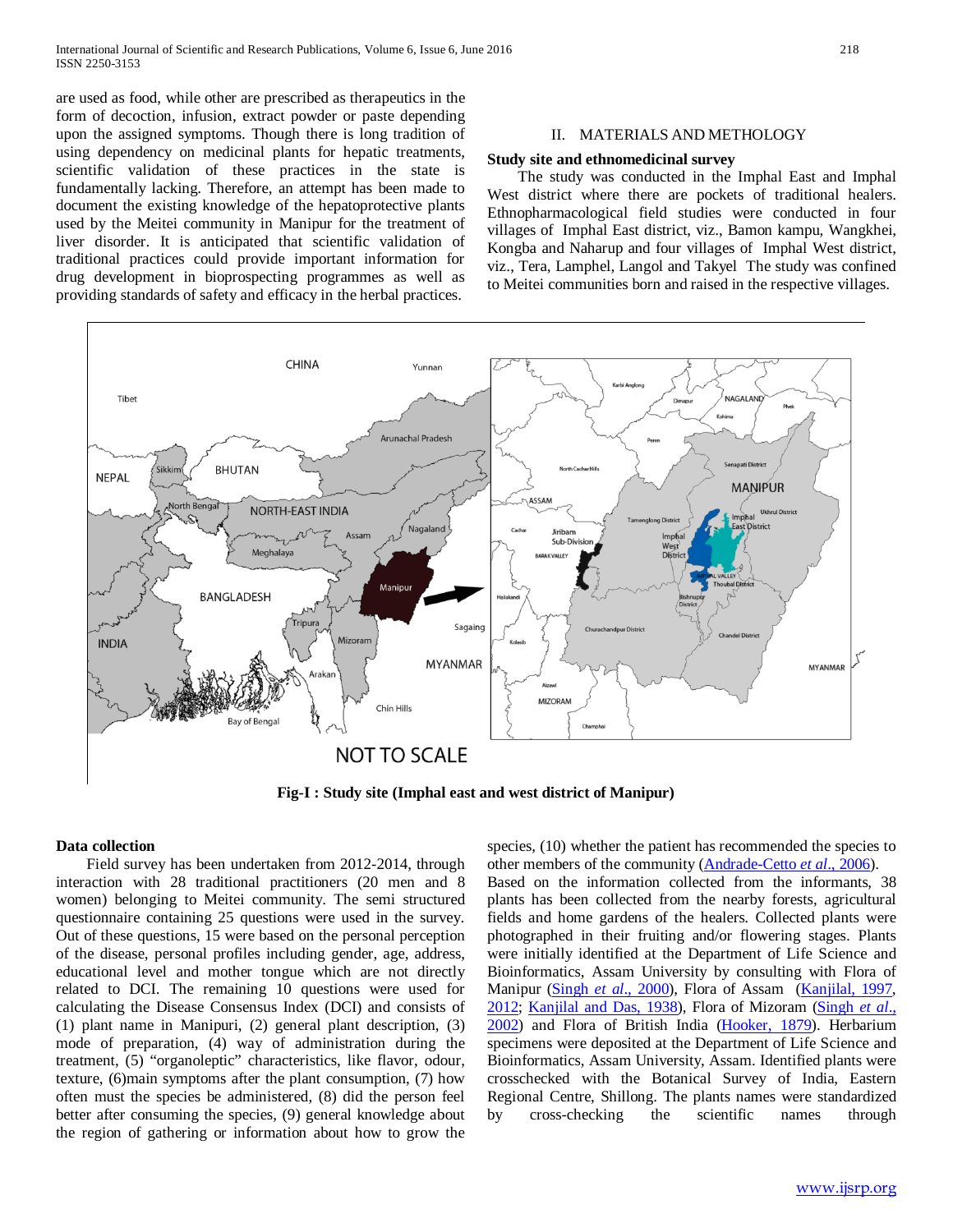are used as food, while other are prescribed as therapeutics in the form of decoction, infusion, extract powder or paste depending upon the assigned symptoms. Though there is long tradition of using dependency on medicinal plants for hepatic treatments, scientific validation of these practices in the state is fundamentally lacking. Therefore, an attempt has been made to document the existing knowledge of the hepatoprotective plants used by the Meitei community in Manipur for the treatment of liver disorder. It is anticipated that scientific validation of traditional practices could provide important information for drug development in bioprospecting programmes as well as providing standards of safety and efficacy in the herbal practices.

## II. MATERIALS AND METHOLOGY

### Study site and ethnomedicinal survey

The study was conducted in the Imphal East and Imphal West district where there are pockets of traditional healers. Ethnopharmacological field studies were conducted in four villages of Imphal East district, viz., Bamon kampu, Wangkhei, Kongba and Naharup and four villages of Imphal West district, viz., Tera, Lamphel, Langol and Takyel The study was confined to Meitei communities born and raised in the respective villages.

**Fig-I : Study site (Imphal east and west district of Manipur)**

### Data collection

Field survey has been undertaken from 2012-2014, through interaction with 28 traditional practitioners (20 men and 8 women) belonging to Meitei community. The semi structured questionnaire containing 25 questions were used in the survey. Out of these questions, 15 were based on the personal perception of the disease, personal profiles including gender, age, address, educational level and mother tongue which are not directly related to DCI. The remaining 10 questions were used for calculating the Disease Consensus Index (DCI) and consists of (1) plant name in Manipuri, (2) general plant description, (3) mode of preparation, (4) way of administration during the treatment, (5) "organoleptic" characteristics, like flavor, odour, texture, (6)main symptoms after the plant consumption, (7) how often must the species be administered, (8) did the person feel better after consuming the species, (9) general knowledge about the region of gathering or information about how to grow the species, (10) whether the patient has recommended the species to other members of the community (Andrade-Cetto *et al*., 2006).

Based on the information collected from the informants, 38 plants has been collected from the nearby forests, agricultural fields and home gardens of the healers. Collected plants were photographed in their fruiting and/or flowering stages. Plants were initially identified at the Department of Life Science and Bioinformatics, Assam University by consulting with Flora of Manipur (Singh *et al*., 2000), Flora of Assam (Kanjilal, 1997, 2012; Kanjilal and Das, 1938), Flora of Mizoram (Singh *et al*., 2002) and Flora of British India (Hooker, 1879). Herbarium specimens were deposited at the Department of Life Science and Bioinformatics, Assam University, Assam. Identified plants were crosschecked with the Botanical Survey of India, Eastern Regional Centre, Shillong. The plants names were standardized by cross-checking the scientific names through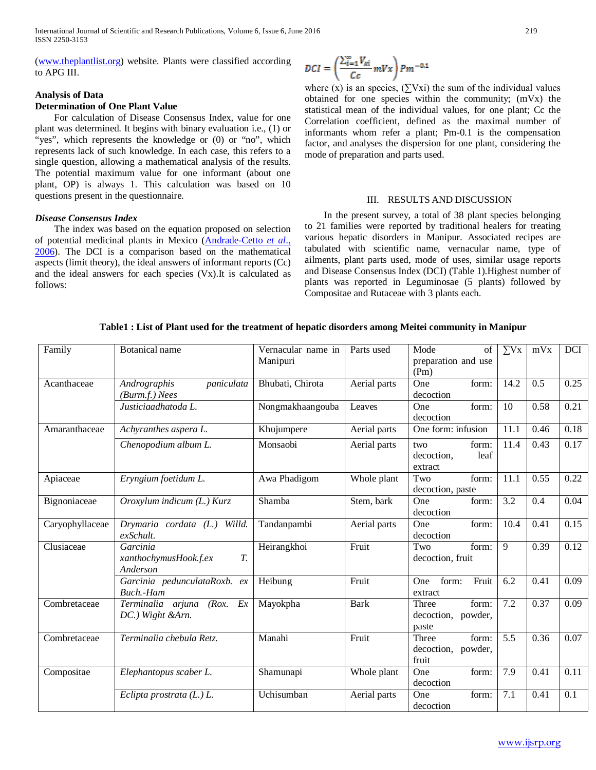(www.theplantlist.org) website. Plants were classified according to APG III.

### Analysis of Data

### Determination of One Plant Value

For calculation of Disease Consensus Index, value for one plant was determined. It begins with binary evaluation i.e., (1) or "yes", which represents the knowledge or (0) or "no", which represents lack of such knowledge. In each case, this refers to a single question, allowing a mathematical analysis of the results. The potential maximum value for one informant (about one plant, OP) is always 1. This calculation was based on 10 questions present in the questionnaire.

### *Disease Consensus Index*

The index was based on the equation proposed on selection of potential medicinal plants in Mexico (Andrade-Cetto *et al*., 2006). The DCI is a comparison based on the mathematical aspects (limit theory), the ideal answers of informant reports (Cc) and the ideal answers for each species (Vx).It is calculated as follows:

$$DCI = \left(\frac{\sum_{i=1}^{\infty} V_{xi}}{Cc} mVx\right) Pm^{-0.1}$$

where (x) is an species, ($\sum Vxi$) the sum of the individual values obtained for one species within the community; (mVx) the statistical mean of the individual values, for one plant; Cc the Correlation coefficient, defined as the maximal number of informants whom refer a plant; Pm-0.1 is the compensation factor, and analyses the dispersion for one plant, considering the mode of preparation and parts used.

## III. RESULTS AND DISCUSSION

In the present survey, a total of 38 plant species belonging to 21 families were reported by traditional healers for treating various hepatic disorders in Manipur. Associated recipes are tabulated with scientific name, vernacular name, type of ailments, plant parts used, mode of uses, similar usage reports and Disease Consensus Index (DCI) (Table 1).Highest number of plants was reported in Leguminosae (5 plants) followed by Compositae and Rutaceae with 3 plants each.

**Table1 : List of Plant used for the treatment of hepatic disorders among Meitei community in Manipur**

| Family | Botanical name | Vernacular name in Manipuri | Parts used | Mode of preparation and use (Pm) | ∑Vx | mVx | DCI |
|---|---|---|---|---|---|---|---|
| Acanthaceae | *Andrographis paniculata (Burm.f.) Nees* | Bhubati, Chirota | Aerial parts | One form: decoction | 14.2 | 0.5 | 0.25 |
| | *Justiciaadhatoda L.* | Nongmakhaangouba | Leaves | One form: decoction | 10 | 0.58 | 0.21 |
| Amaranthaceae | *Achyranthes aspera L.* | Khujumpere | Aerial parts | One form: infusion | 11.1 | 0.46 | 0.18 |
| | *Chenopodium album L.* | Monsaobi | Aerial parts | two form: decoction, leaf extract | 11.4 | 0.43 | 0.17 |
| Apiaceae | *Eryngium foetidum L.* | Awa Phadigom | Whole plant | Two form: decoction, paste | 11.1 | 0.55 | 0.22 |
| Bignoniaceae | *Oroxylum indicum (L.) Kurz* | Shamba | Stem, bark | One form: decoction | 3.2 | 0.4 | 0.04 |
| Caryophyllaceae | *Drymaria cordata (L.) Willd. exSchult.* | Tandanpambi | Aerial parts | One form: decoction | 10.4 | 0.41 | 0.15 |
| Clusiaceae | *Garcinia xanthochymusHook.f.ex T. Anderson* | Heirangkhoi | Fruit | Two form: decoction, fruit | 9 | 0.39 | 0.12 |
| | *Garcinia pedunculataRoxb. ex Buch.-Ham* | Heibung | Fruit | One form: Fruit extract | 6.2 | 0.41 | 0.09 |
| Combretaceae | *Terminalia arjuna (Rox. Ex DC.) Wight &Arn.* | Mayokpha | Bark | Three form: decoction, powder, paste | 7.2 | 0.37 | 0.09 |
| Combretaceae | *Terminalia chebula Retz.* | Manahi | Fruit | Three form: decoction, powder, fruit | 5.5 | 0.36 | 0.07 |
| Compositae | *Elephantopus scaber L.* | Shamunapi | Whole plant | One form: decoction | 7.9 | 0.41 | 0.11 |
| | *Eclipta prostrata (L.) L.* | Uchisumban | Aerial parts | One form: decoction | 7.1 | 0.41 | 0.1 |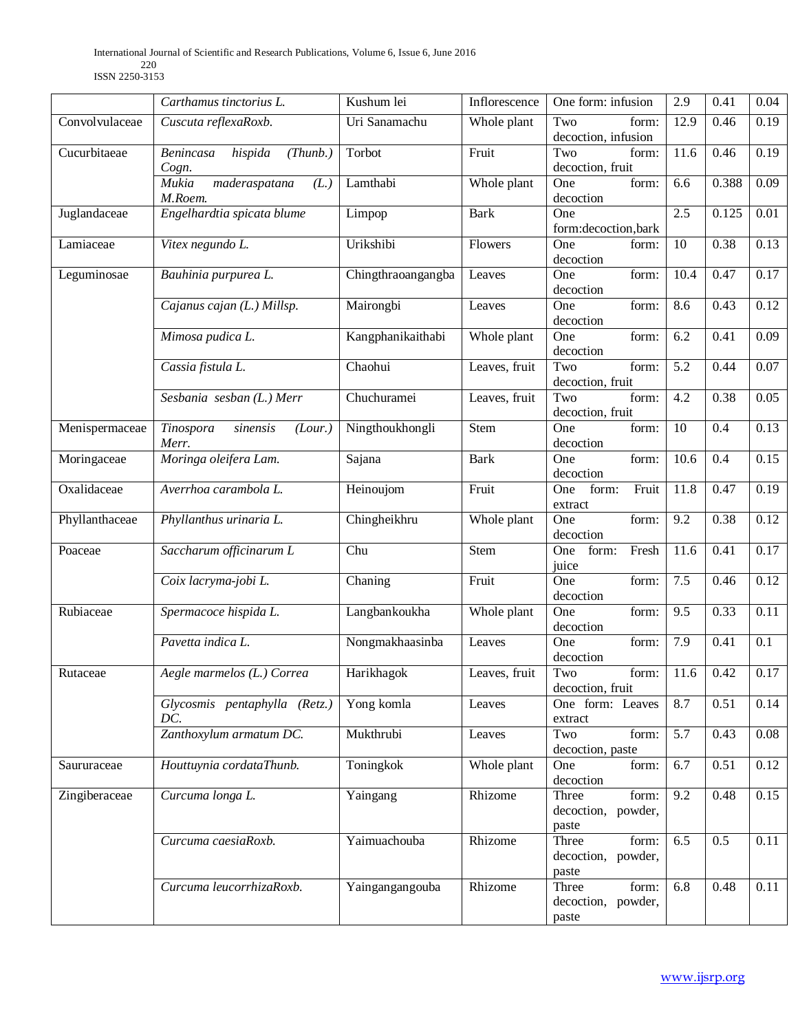| | | | | | | | |
|---|---|---|---|---|---|---|---|
| | *Carthamus tinctorius L.* | Kushum lei | Inflorescence | One form: infusion | 2.9 | 0.41 | 0.04 |
| Convolvulaceae | *Cuscuta reflexaRoxb.* | Uri Sanamachu | Whole plant | Two form: decoction, infusion | 12.9 | 0.46 | 0.19 |
| Cucurbitaeae | *Benincasa hispida (Thunb.) Cogn.* | Torbot | Fruit | Two form: decoction, fruit | 11.6 | 0.46 | 0.19 |
| | *Mukia maderaspatana (L.) M.Roem.* | Lamthabi | Whole plant | One form: decoction | 6.6 | 0.388 | 0.09 |
| Juglandaceae | *Engelhardtia spicata blume* | Limpop | Bark | One form:decoction,bark | 2.5 | 0.125 | 0.01 |
| Lamiaceae | *Vitex negundo L.* | Urikshibi | Flowers | One form: decoction | 10 | 0.38 | 0.13 |
| Leguminosae | *Bauhinia purpurea L.* | Chingthraoangangba | Leaves | One form: decoction | 10.4 | 0.47 | 0.17 |
| | *Cajanus cajan (L.) Millsp.* | Mairongbi | Leaves | One form: decoction | 8.6 | 0.43 | 0.12 |
| | *Mimosa pudica L.* | Kangphanikaithabi | Whole plant | One form: decoction | 6.2 | 0.41 | 0.09 |
| | *Cassia fistula L.* | Chaohui | Leaves, fruit | Two form: decoction, fruit | 5.2 | 0.44 | 0.07 |
| | *Sesbania sesban (L.) Merr* | Chuchuramei | Leaves, fruit | Two form: decoction, fruit | 4.2 | 0.38 | 0.05 |
| Menispermaceae | *Tinospora sinensis (Lour.) Merr.* | Ningthoukhongli | Stem | One form: decoction | 10 | 0.4 | 0.13 |
| Moringaceae | *Moringa oleifera Lam.* | Sajana | Bark | One form: decoction | 10.6 | 0.4 | 0.15 |
| Oxalidaceae | *Averrhoa carambola L.* | Heinoujom | Fruit | One form: Fruit extract | 11.8 | 0.47 | 0.19 |
| Phyllanthaceae | *Phyllanthus urinaria L.* | Chingheikhru | Whole plant | One form: decoction | 9.2 | 0.38 | 0.12 |
| Poaceae | *Saccharum officinarum L* | Chu | Stem | One form: Fresh juice | 11.6 | 0.41 | 0.17 |
| | *Coix lacryma-jobi L.* | Chaning | Fruit | One form: decoction | 7.5 | 0.46 | 0.12 |
| Rubiaceae | *Spermacoce hispida L.* | Langbankoukha | Whole plant | One form: decoction | 9.5 | 0.33 | 0.11 |
| | *Pavetta indica L.* | Nongmakhaasinba | Leaves | One form: decoction | 7.9 | 0.41 | 0.1 |
| Rutaceae | *Aegle marmelos (L.) Correa* | Harikhagok | Leaves, fruit | Two form: decoction, fruit | 11.6 | 0.42 | 0.17 |
| | *Glycosmis pentaphylla (Retz.) DC.* | Yong komla | Leaves | One form: Leaves extract | 8.7 | 0.51 | 0.14 |
| | *Zanthoxylum armatum DC.* | Mukthrubi | Leaves | Two form: decoction, paste | 5.7 | 0.43 | 0.08 |
| Saururaceae | *Houttuynia cordataThunb.* | Toningkok | Whole plant | One form: decoction | 6.7 | 0.51 | 0.12 |
| Zingiberaceae | *Curcuma longa L.* | Yaingang | Rhizome | Three form: decoction, powder, paste | 9.2 | 0.48 | 0.15 |
| | *Curcuma caesiaRoxb.* | Yaimuachouba | Rhizome | Three form: decoction, powder, paste | 6.5 | 0.5 | 0.11 |
| | *Curcuma leucorrhizaRoxb.* | Yaingangangouba | Rhizome | Three form: decoction, powder, paste | 6.8 | 0.48 | 0.11 |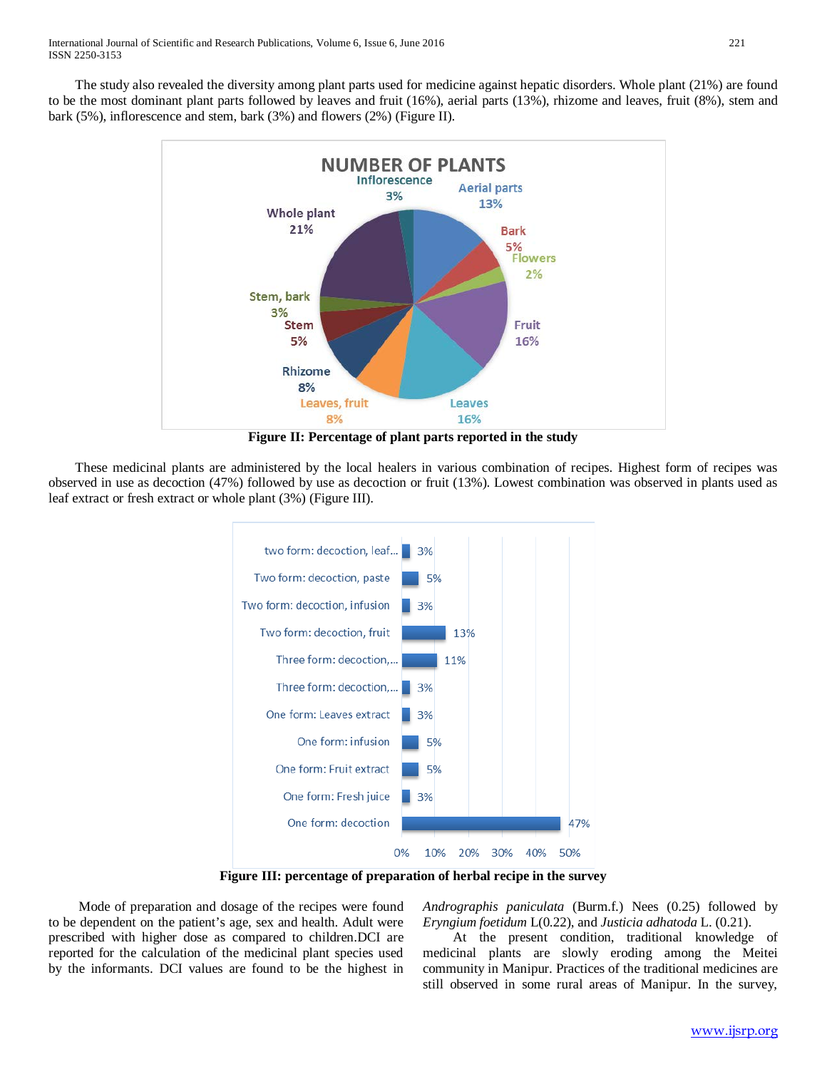The study also revealed the diversity among plant parts used for medicine against hepatic disorders. Whole plant (21%) are found to be the most dominant plant parts followed by leaves and fruit (16%), aerial parts (13%), rhizome and leaves, fruit (8%), stem and bark (5%), inflorescence and stem, bark (3%) and flowers (2%) (Figure II).

**Figure II: Percentage of plant parts reported in the study**

These medicinal plants are administered by the local healers in various combination of recipes. Highest form of recipes was observed in use as decoction (47%) followed by use as decoction or fruit (13%). Lowest combination was observed in plants used as leaf extract or fresh extract or whole plant (3%) (Figure III).

**Figure III: percentage of preparation of herbal recipe in the survey**

Mode of preparation and dosage of the recipes were found to be dependent on the patient's age, sex and health. Adult were prescribed with higher dose as compared to children.DCI are reported for the calculation of the medicinal plant species used by the informants. DCI values are found to be the highest in *Andrographis paniculata* (Burm.f.) Nees (0.25) followed by *Eryngium foetidum* L(0.22), and *Justicia adhatoda* L. (0.21).

At the present condition, traditional knowledge of medicinal plants are slowly eroding among the Meitei community in Manipur. Practices of the traditional medicines are still observed in some rural areas of Manipur. In the survey,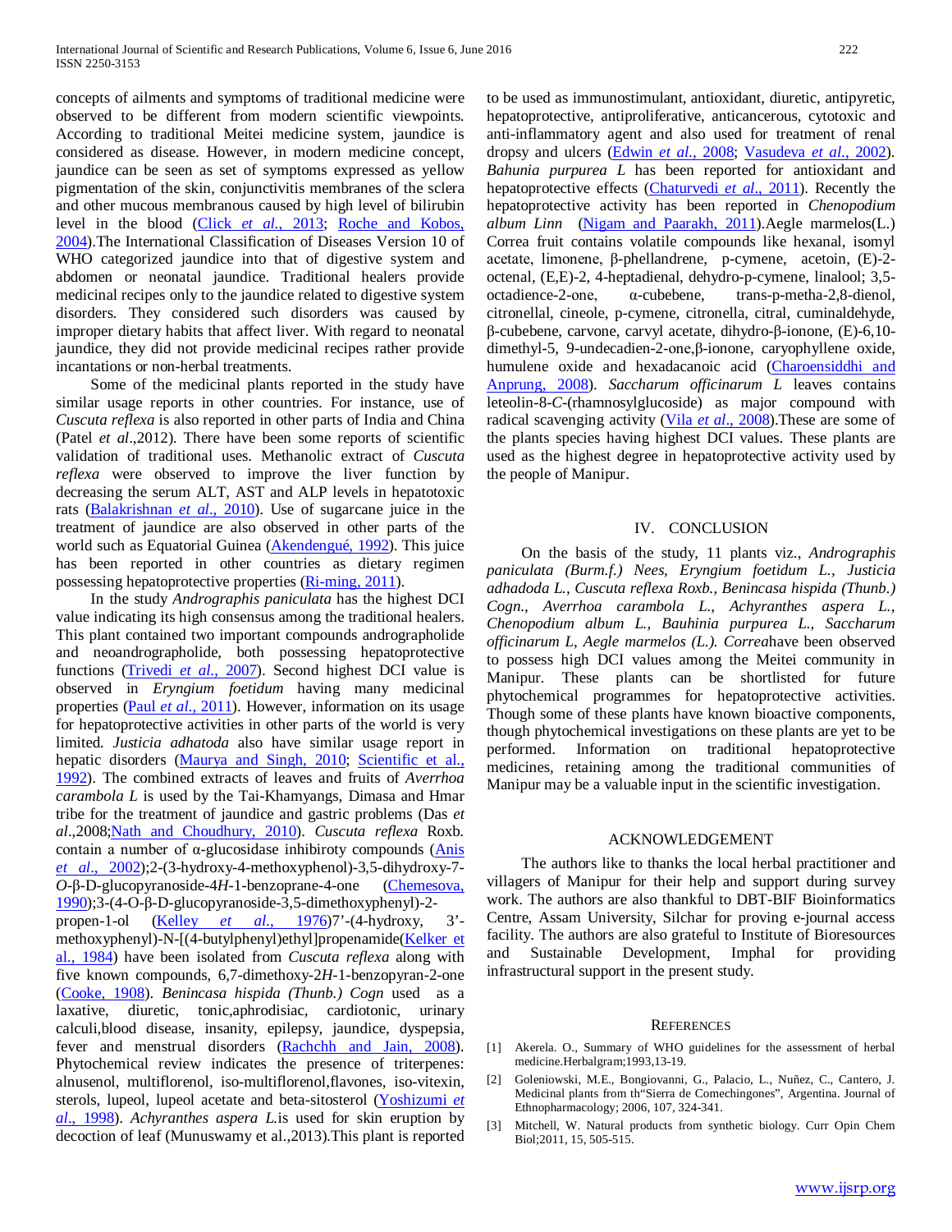concepts of ailments and symptoms of traditional medicine were observed to be different from modern scientific viewpoints. According to traditional Meitei medicine system, jaundice is considered as disease. However, in modern medicine concept, jaundice can be seen as set of symptoms expressed as yellow pigmentation of the skin, conjunctivitis membranes of the sclera and other mucous membranous caused by high level of bilirubin level in the blood (Click *et al.*, 2013; Roche and Kobos, 2004).The International Classification of Diseases Version 10 of WHO categorized jaundice into that of digestive system and abdomen or neonatal jaundice. Traditional healers provide medicinal recipes only to the jaundice related to digestive system disorders. They considered such disorders was caused by improper dietary habits that affect liver. With regard to neonatal jaundice, they did not provide medicinal recipes rather provide incantations or non-herbal treatments.

Some of the medicinal plants reported in the study have similar usage reports in other countries. For instance, use of *Cuscuta reflexa* is also reported in other parts of India and China (Patel *et al*.,2012). There have been some reports of scientific validation of traditional uses. Methanolic extract of *Cuscuta reflexa* were observed to improve the liver function by decreasing the serum ALT, AST and ALP levels in hepatotoxic rats (Balakrishnan *et al.*, 2010). Use of sugarcane juice in the treatment of jaundice are also observed in other parts of the world such as Equatorial Guinea (Akendengué, 1992). This juice has been reported in other countries as dietary regimen possessing hepatoprotective properties (Ri-ming, 2011).

In the study *Andrographis paniculata* has the highest DCI value indicating its high consensus among the traditional healers. This plant contained two important compounds andrographolide and neoandrographolide, both possessing hepatoprotective functions (Trivedi *et al.*, 2007). Second highest DCI value is observed in *Eryngium foetidum* having many medicinal properties (Paul *et al.*, 2011). However, information on its usage for hepatoprotective activities in other parts of the world is very limited. *Justicia adhatoda* also have similar usage report in hepatic disorders (Maurya and Singh, 2010; Scientific et al., 1992). The combined extracts of leaves and fruits of *Averrhoa carambola L* is used by the Tai-Khamyangs, Dimasa and Hmar tribe for the treatment of jaundice and gastric problems (Das *et al*.,2008;Nath and Choudhury, 2010). *Cuscuta reflexa* Roxb. contain a number of α-glucosidase inhibiroty compounds (Anis *et al.*, 2002);2-(3-hydroxy-4-methoxyphenol)-3,5-dihydroxy-7-*O*-β-D-glucopyranoside-4*H*-1-benzoprane-4-one (Chemesova, 1990);3-(4-O-β-D-glucopyranoside-3,5-dimethoxyphenyl)-2-propen-1-ol (Kelley *et al.*, 1976)7'-(4-hydroxy, 3'-methoxyphenyl)-N-[(4-butylphenyl)ethyl]propenamide(Kelker et al., 1984) have been isolated from *Cuscuta reflexa* along with five known compounds, 6,7-dimethoxy-2*H*-1-benzopyran-2-one (Cooke, 1908). *Benincasa hispida (Thunb.) Cogn* used as a laxative, diuretic, tonic,aphrodisiac, cardiotonic, urinary calculi,blood disease, insanity, epilepsy, jaundice, dyspepsia, fever and menstrual disorders (Rachchh and Jain, 2008). Phytochemical review indicates the presence of triterpenes: alnusenol, multiflorenol, iso-multiflorenol,flavones, iso-vitexin, sterols, lupeol, lupeol acetate and beta-sitosterol (Yoshizumi *et al.*, 1998). *Achyranthes aspera L.*is used for skin eruption by decoction of leaf (Munuswamy et al.,2013).This plant is reported to be used as immunostimulant, antioxidant, diuretic, antipyretic, hepatoprotective, antiproliferative, anticancerous, cytotoxic and anti-inflammatory agent and also used for treatment of renal dropsy and ulcers (Edwin *et al.*, 2008; Vasudeva *et al.*, 2002). *Bahunia purpurea L* has been reported for antioxidant and hepatoprotective effects (Chaturvedi *et al*., 2011). Recently the hepatoprotective activity has been reported in *Chenopodium album Linn* (Nigam and Paarakh, 2011).Aegle marmelos(L.) Correa fruit contains volatile compounds like hexanal, isomyl acetate, limonene, β-phellandrene, p-cymene, acetoin, (E)-2-octenal, (E,E)-2, 4-heptadienal, dehydro-p-cymene, linalool; 3,5-octadience-2-one, α-cubebene, trans-p-metha-2,8-dienol, citronellal, cineole, p-cymene, citronella, citral, cuminaldehyde, β-cubebene, carvone, carvyl acetate, dihydro-β-ionone, (E)-6,10-dimethyl-5, 9-undecadien-2-one,β-ionone, caryophyllene oxide, humulene oxide and hexadacanoic acid (Charoensiddhi and Anprung, 2008). *Saccharum officinarum L* leaves contains leteolin-8-*C*-(rhamnosylglucoside) as major compound with radical scavenging activity (Vila *et al*., 2008).These are some of the plants species having highest DCI values. These plants are used as the highest degree in hepatoprotective activity used by the people of Manipur.

## IV. Conclusion

On the basis of the study, 11 plants viz., *Andrographis paniculata (Burm.f.) Nees, Eryngium foetidum L., Justicia adhadoda L., Cuscuta reflexa Roxb., Benincasa hispida (Thunb.) Cogn., Averrhoa carambola L., Achyranthes aspera L., Chenopodium album L., Bauhinia purpurea L., Saccharum officinarum L, Aegle marmelos (L.). Correa*have been observed to possess high DCI values among the Meitei community in Manipur. These plants can be shortlisted for future phytochemical programmes for hepatoprotective activities. Though some of these plants have known bioactive components, though phytochemical investigations on these plants are yet to be performed. Information on traditional hepatoprotective medicines, retaining among the traditional communities of Manipur may be a valuable input in the scientific investigation.

## Acknowledgement

The authors like to thanks the local herbal practitioner and villagers of Manipur for their help and support during survey work. The authors are also thankful to DBT-BIF Bioinformatics Centre, Assam University, Silchar for proving e-journal access facility. The authors are also grateful to Institute of Bioresources and Sustainable Development, Imphal for providing infrastructural support in the present study.

## References

[1] Akerela. O., Summary of WHO guidelines for the assessment of herbal medicine.Herbalgram;1993,13-19.

[2] Goleniowski, M.E., Bongiovanni, G., Palacio, L., Nuñez, C., Cantero, J. Medicinal plants from th"Sierra de Comechingones", Argentina. Journal of Ethnopharmacology; 2006, 107, 324-341.

[3] Mitchell, W. Natural products from synthetic biology. Curr Opin Chem Biol;2011, 15, 505-515.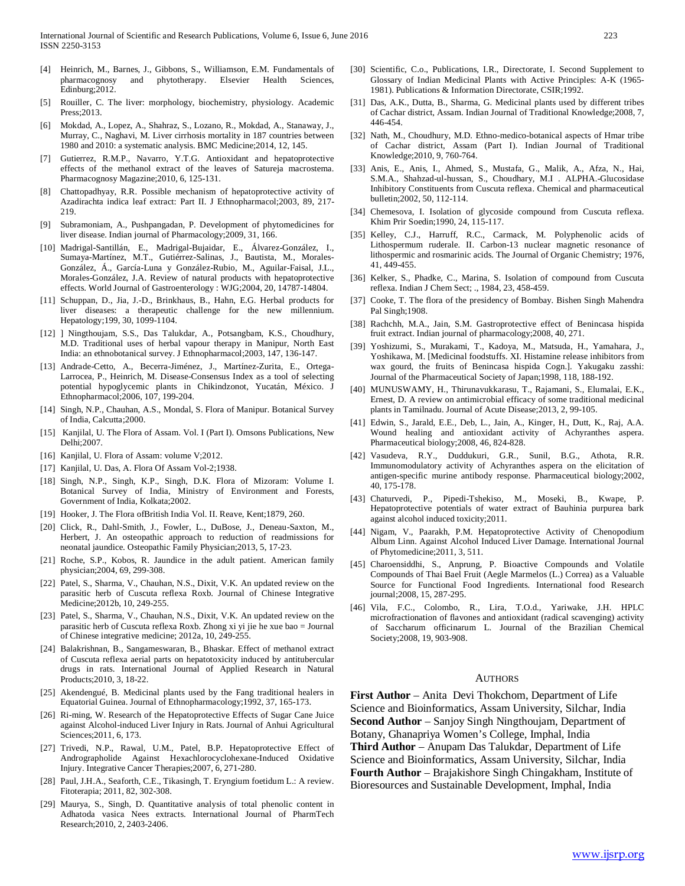[4] Heinrich, M., Barnes, J., Gibbons, S., Williamson, E.M. Fundamentals of pharmacognosy and phytotherapy. Elsevier Health Sciences, Edinburg;2012.

[5] Rouiller, C. The liver: morphology, biochemistry, physiology. Academic Press;2013.

[6] Mokdad, A., Lopez, A., Shahraz, S., Lozano, R., Mokdad, A., Stanaway, J., Murray, C., Naghavi, M. Liver cirrhosis mortality in 187 countries between 1980 and 2010: a systematic analysis. BMC Medicine;2014, 12, 145.

[7] Gutierrez, R.M.P., Navarro, Y.T.G. Antioxidant and hepatoprotective effects of the methanol extract of the leaves of Satureja macrostema. Pharmacognosy Magazine;2010, 6, 125-131.

[8] Chattopadhyay, R.R. Possible mechanism of hepatoprotective activity of Azadirachta indica leaf extract: Part II. J Ethnopharmacol;2003, 89, 217-219.

[9] Subramoniam, A., Pushpangadan, P. Development of phytomedicines for liver disease. Indian journal of Pharmacology;2009, 31, 166.

[10] Madrigal-Santillán, E., Madrigal-Bujaidar, E., Álvarez-González, I., Sumaya-Martínez, M.T., Gutiérrez-Salinas, J., Bautista, M., Morales-González, Á., García-Luna y González-Rubio, M., Aguilar-Faisal, J.L., Morales-González, J.A. Review of natural products with hepatoprotective effects. World Journal of Gastroenterology : WJG;2004, 20, 14787-14804.

[11] Schuppan, D., Jia, J.-D., Brinkhaus, B., Hahn, E.G. Herbal products for liver diseases: a therapeutic challenge for the new millennium. Hepatology;199, 30, 1099-1104.

[12] ] Ningthoujam, S.S., Das Talukdar, A., Potsangbam, K.S., Choudhury, M.D. Traditional uses of herbal vapour therapy in Manipur, North East India: an ethnobotanical survey. J Ethnopharmacol;2003, 147, 136-147.

[13] Andrade-Cetto, A., Becerra-Jiménez, J., Martínez-Zurita, E., Ortega-Larrocea, P., Heinrich, M. Disease-Consensus Index as a tool of selecting potential hypoglycemic plants in Chikindzonot, Yucatán, México. J Ethnopharmacol;2006, 107, 199-204.

[14] Singh, N.P., Chauhan, A.S., Mondal, S. Flora of Manipur. Botanical Survey of India, Calcutta;2000.

[15] Kanjilal, U. The Flora of Assam. Vol. I (Part I). Omsons Publications, New Delhi;2007.

[16] Kanjilal, U. Flora of Assam: volume V;2012.

[17] Kanjilal, U. Das, A. Flora Of Assam Vol-2;1938.

[18] Singh, N.P., Singh, K.P., Singh, D.K. Flora of Mizoram: Volume I. Botanical Survey of India, Ministry of Environment and Forests, Government of India, Kolkata;2002.

[19] Hooker, J. The Flora ofBritish India Vol. II. Reave, Kent;1879, 260.

[20] Click, R., Dahl-Smith, J., Fowler, L., DuBose, J., Deneau-Saxton, M., Herbert, J. An osteopathic approach to reduction of readmissions for neonatal jaundice. Osteopathic Family Physician;2013, 5, 17-23.

[21] Roche, S.P., Kobos, R. Jaundice in the adult patient. American family physician;2004, 69, 299-308.

[22] Patel, S., Sharma, V., Chauhan, N.S., Dixit, V.K. An updated review on the parasitic herb of Cuscuta reflexa Roxb. Journal of Chinese Integrative Medicine;2012b, 10, 249-255.

[23] Patel, S., Sharma, V., Chauhan, N.S., Dixit, V.K. An updated review on the parasitic herb of Cuscuta reflexa Roxb. Zhong xi yi jie he xue bao = Journal of Chinese integrative medicine; 2012a, 10, 249-255.

[24] Balakrishnan, B., Sangameswaran, B., Bhaskar. Effect of methanol extract of Cuscuta reflexa aerial parts on hepatotoxicity induced by antitubercular drugs in rats. International Journal of Applied Research in Natural Products;2010, 3, 18-22.

[25] Akendengué, B. Medicinal plants used by the Fang traditional healers in Equatorial Guinea. Journal of Ethnopharmacology;1992, 37, 165-173.

[26] Ri-ming, W. Research of the Hepatoprotective Effects of Sugar Cane Juice against Alcohol-induced Liver Injury in Rats. Journal of Anhui Agricultural Sciences;2011, 6, 173.

[27] Trivedi, N.P., Rawal, U.M., Patel, B.P. Hepatoprotective Effect of Andrographolide Against Hexachlorocyclohexane-Induced Oxidative Injury. Integrative Cancer Therapies;2007, 6, 271-280.

[28] Paul, J.H.A., Seaforth, C.E., Tikasingh, T. Eryngium foetidum L.: A review. Fitoterapia; 2011, 82, 302-308.

[29] Maurya, S., Singh, D. Quantitative analysis of total phenolic content in Adhatoda vasica Nees extracts. International Journal of PharmTech Research;2010, 2, 2403-2406.

[30] Scientific, C.o., Publications, I.R., Directorate, I. Second Supplement to Glossary of Indian Medicinal Plants with Active Principles: A-K (1965-1981). Publications & Information Directorate, CSIR;1992.

[31] Das, A.K., Dutta, B., Sharma, G. Medicinal plants used by different tribes of Cachar district, Assam. Indian Journal of Traditional Knowledge;2008, 7, 446-454.

[32] Nath, M., Choudhury, M.D. Ethno-medico-botanical aspects of Hmar tribe of Cachar district, Assam (Part I). Indian Journal of Traditional Knowledge;2010, 9, 760-764.

[33] Anis, E., Anis, I., Ahmed, S., Mustafa, G., Malik, A., Afza, N., Hai, S.M.A., Shahzad-ul-hussan, S., Choudhary, M.I . ALPHA.-Glucosidase Inhibitory Constituents from Cuscuta reflexa. Chemical and pharmaceutical bulletin;2002, 50, 112-114.

[34] Chemesova, I. Isolation of glycoside compound from Cuscuta reflexa. Khim Prir Soedin;1990, 24, 115-117.

[35] Kelley, C.J., Harruff, R.C., Carmack, M. Polyphenolic acids of Lithospermum ruderale. II. Carbon-13 nuclear magnetic resonance of lithospermic and rosmarinic acids. The Journal of Organic Chemistry; 1976, 41, 449-455.

[36] Kelker, S., Phadke, C., Marina, S. Isolation of compound from Cuscuta reflexa. Indian J Chem Sect; ., 1984, 23, 458-459.

[37] Cooke, T. The flora of the presidency of Bombay. Bishen Singh Mahendra Pal Singh;1908.

[38] Rachchh, M.A., Jain, S.M. Gastroprotective effect of Benincasa hispida fruit extract. Indian journal of pharmacology;2008, 40, 271.

[39] Yoshizumi, S., Murakami, T., Kadoya, M., Matsuda, H., Yamahara, J., Yoshikawa, M. [Medicinal foodstuffs. XI. Histamine release inhibitors from wax gourd, the fruits of Benincasa hispida Cogn.]. Yakugaku zasshi: Journal of the Pharmaceutical Society of Japan;1998, 118, 188-192.

[40] MUNUSWAMY, H., Thirunavukkarasu, T., Rajamani, S., Elumalai, E.K., Ernest, D. A review on antimicrobial efficacy of some traditional medicinal plants in Tamilnadu. Journal of Acute Disease;2013, 2, 99-105.

[41] Edwin, S., Jarald, E.E., Deb, L., Jain, A., Kinger, H., Dutt, K., Raj, A.A. Wound healing and antioxidant activity of Achyranthes aspera. Pharmaceutical biology;2008, 46, 824-828.

[42] Vasudeva, R.Y., Duddukuri, G.R., Sunil, B.G., Athota, R.R. Immunomodulatory activity of Achyranthes aspera on the elicitation of antigen-specific murine antibody response. Pharmaceutical biology;2002, 40, 175-178.

[43] Chaturvedi, P., Pipedi-Tshekiso, M., Moseki, B., Kwape, P. Hepatoprotective potentials of water extract of Bauhinia purpurea bark against alcohol induced toxicity;2011.

[44] Nigam, V., Paarakh, P.M. Hepatoprotective Activity of Chenopodium Album Linn. Against Alcohol Induced Liver Damage. International Journal of Phytomedicine;2011, 3, 511.

[45] Charoensiddhi, S., Anprung, P. Bioactive Compounds and Volatile Compounds of Thai Bael Fruit (Aegle Marmelos (L.) Correa) as a Valuable Source for Functional Food Ingredients. International food Research journal;2008, 15, 287-295.

[46] Vila, F.C., Colombo, R., Lira, T.O.d., Yariwake, J.H. HPLC microfractionation of flavones and antioxidant (radical scavenging) activity of Saccharum officinarum L. Journal of the Brazilian Chemical Society;2008, 19, 903-908.

## AUTHORS

**First Author** – Anita Devi Thokchom, Department of Life Science and Bioinformatics, Assam University, Silchar, India
**Second Author** – Sanjoy Singh Ningthoujam, Department of Botany, Ghanapriya Women's College, Imphal, India
**Third Author** – Anupam Das Talukdar, Department of Life Science and Bioinformatics, Assam University, Silchar, India
**Fourth Author** – Brajakishore Singh Chingakham, Institute of Bioresources and Sustainable Development, Imphal, India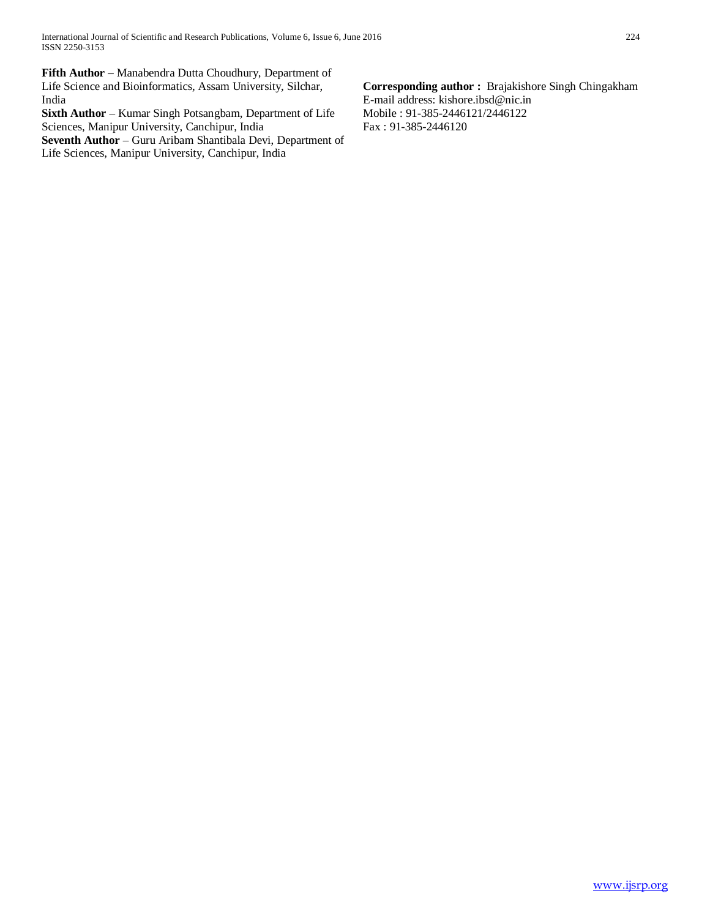**Fifth Author** – Manabendra Dutta Choudhury, Department of Life Science and Bioinformatics, Assam University, Silchar, India

**Sixth Author** – Kumar Singh Potsangbam, Department of Life Sciences, Manipur University, Canchipur, India

**Seventh Author** – Guru Aribam Shantibala Devi, Department of Life Sciences, Manipur University, Canchipur, India

**Corresponding author :** Brajakishore Singh Chingakham
E-mail address: kishore.ibsd@nic.in
Mobile : 91-385-2446121/2446122
Fax : 91-385-2446120